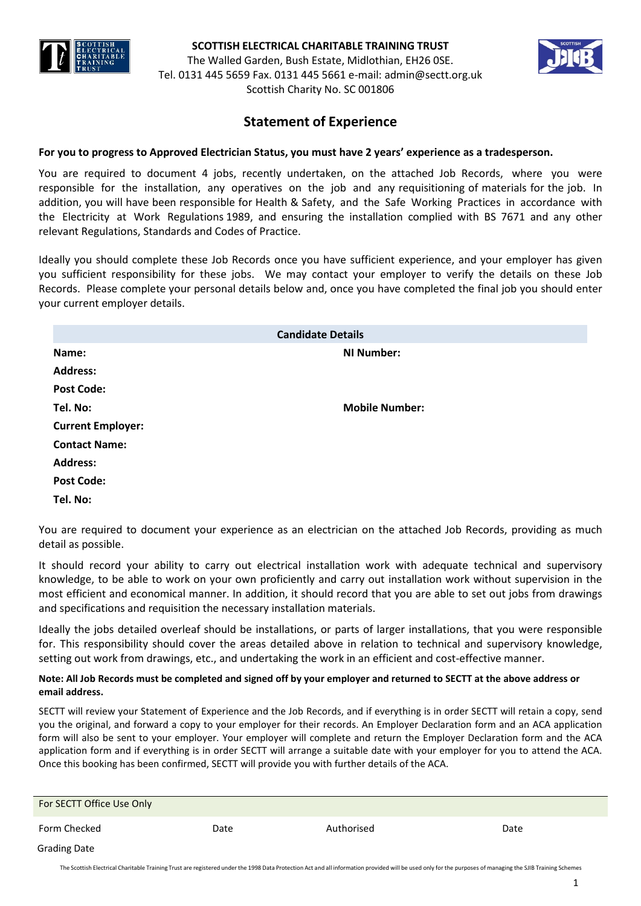**SCOTTISH ELECTRICAL CHARITABLE TRAINING TRUST**
The Walled Garden, Bush Estate, Midlothian, EH26 0SE.
Tel. 0131 445 5659 Fax. 0131 445 5661 e-mail: admin@sectt.org.uk
Scottish Charity No. SC 001806

# Statement of Experience

**For you to progress to Approved Electrician Status, you must have 2 years' experience as a tradesperson.**

You are required to document 4 jobs, recently undertaken, on the attached Job Records, where you were responsible for the installation, any operatives on the job and any requisitioning of materials for the job. In addition, you will have been responsible for Health & Safety, and the Safe Working Practices in accordance with the Electricity at Work Regulations 1989, and ensuring the installation complied with BS 7671 and any other relevant Regulations, Standards and Codes of Practice.

Ideally you should complete these Job Records once you have sufficient experience, and your employer has given you sufficient responsibility for these jobs. We may contact your employer to verify the details on these Job Records. Please complete your personal details below and, once you have completed the final job you should enter your current employer details.

| Candidate Details | |
|---|---|
| **Name:** | **NI Number:** |
| **Address:** | |
| **Post Code:** | |
| **Tel. No:** | **Mobile Number:** |
| **Current Employer:** | |
| **Contact Name:** | |
| **Address:** | |
| **Post Code:** | |
| **Tel. No:** | |

You are required to document your experience as an electrician on the attached Job Records, providing as much detail as possible.

It should record your ability to carry out electrical installation work with adequate technical and supervisory knowledge, to be able to work on your own proficiently and carry out installation work without supervision in the most efficient and economical manner. In addition, it should record that you are able to set out jobs from drawings and specifications and requisition the necessary installation materials.

Ideally the jobs detailed overleaf should be installations, or parts of larger installations, that you were responsible for. This responsibility should cover the areas detailed above in relation to technical and supervisory knowledge, setting out work from drawings, etc., and undertaking the work in an efficient and cost-effective manner.

**Note: All Job Records must be completed and signed off by your employer and returned to SECTT at the above address or email address.**

SECTT will review your Statement of Experience and the Job Records, and if everything is in order SECTT will retain a copy, send you the original, and forward a copy to your employer for their records. An Employer Declaration form and an ACA application form will also be sent to your employer. Your employer will complete and return the Employer Declaration form and the ACA application form and if everything is in order SECTT will arrange a suitable date with your employer for you to attend the ACA. Once this booking has been confirmed, SECTT will provide you with further details of the ACA.

| For SECTT Office Use Only | | | |
|---|---|---|---|
| Form Checked | Date | Authorised | Date |
| Grading Date | | | |

The Scottish Electrical Charitable Training Trust are registered under the 1998 Data Protection Act and all information provided will be used only for the purposes of managing the SJIB Training Schemes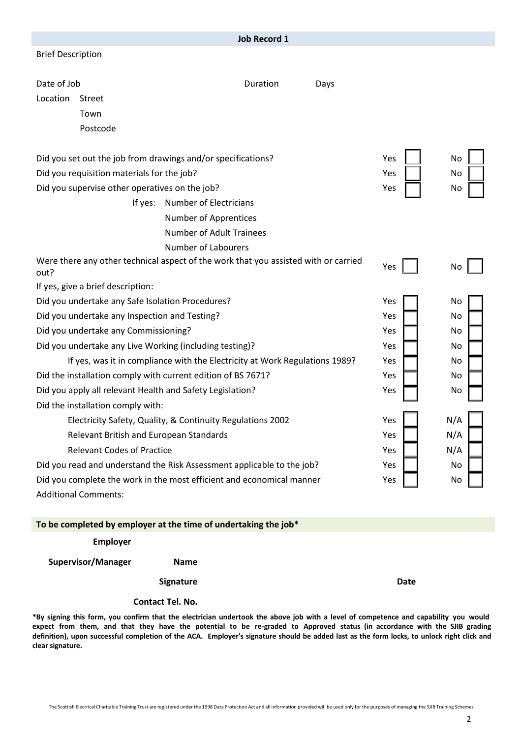## Job Record 1

Brief Description

Date of Job &nbsp;&nbsp;&nbsp;&nbsp;&nbsp;&nbsp;&nbsp;&nbsp; Duration &nbsp;&nbsp;&nbsp;&nbsp; Days

Location &nbsp; Street

Town

Postcode

| Question | | |
|---|---|---|
| Did you set out the job from drawings and/or specifications? | Yes ☐ | No ☐ |
| Did you requisition materials for the job? | Yes ☐ | No ☐ |
| Did you supervise other operatives on the job? | Yes ☐ | No ☐ |
| If yes: Number of Electricians | | |
| Number of Apprentices | | |
| Number of Adult Trainees | | |
| Number of Labourers | | |
| Were there any other technical aspect of the work that you assisted with or carried out? | Yes ☐ | No ☐ |
| If yes, give a brief description: | | |
| Did you undertake any Safe Isolation Procedures? | Yes ☐ | No ☐ |
| Did you undertake any Inspection and Testing? | Yes ☐ | No ☐ |
| Did you undertake any Commissioning? | Yes ☐ | No ☐ |
| Did you undertake any Live Working (including testing)? | Yes ☐ | No ☐ |
| If yes, was it in compliance with the Electricity at Work Regulations 1989? | Yes ☐ | No ☐ |
| Did the installation comply with current edition of BS 7671? | Yes ☐ | No ☐ |
| Did you apply all relevant Health and Safety Legislation? | Yes ☐ | No ☐ |
| Did the installation comply with: | | |
| Electricity Safety, Quality, & Continuity Regulations 2002 | Yes ☐ | N/A ☐ |
| Relevant British and European Standards | Yes ☐ | N/A ☐ |
| Relevant Codes of Practice | Yes ☐ | N/A ☐ |
| Did you read and understand the Risk Assessment applicable to the job? | Yes ☐ | No ☐ |
| Did you complete the work in the most efficient and economical manner | Yes ☐ | No ☐ |

Additional Comments:

### To be completed by employer at the time of undertaking the job*

**Employer**

**Supervisor/Manager** &nbsp;&nbsp; **Name**

**Signature** &nbsp;&nbsp;&nbsp;&nbsp;&nbsp;&nbsp;&nbsp;&nbsp; **Date**

**Contact Tel. No.**

**\*By signing this form, you confirm that the electrician undertook the above job with a level of competence and capability you would expect from them, and that they have the potential to be re-graded to Approved status (in accordance with the SJIB grading definition), upon successful completion of the ACA. Employer's signature should be added last as the form locks, to unlock right click and clear signature.**

The Scottish Electrical Charitable Training Trust are registered under the 1998 Data Protection Act and all information provided will be used only for the purposes of managing the SJIB Training Schemes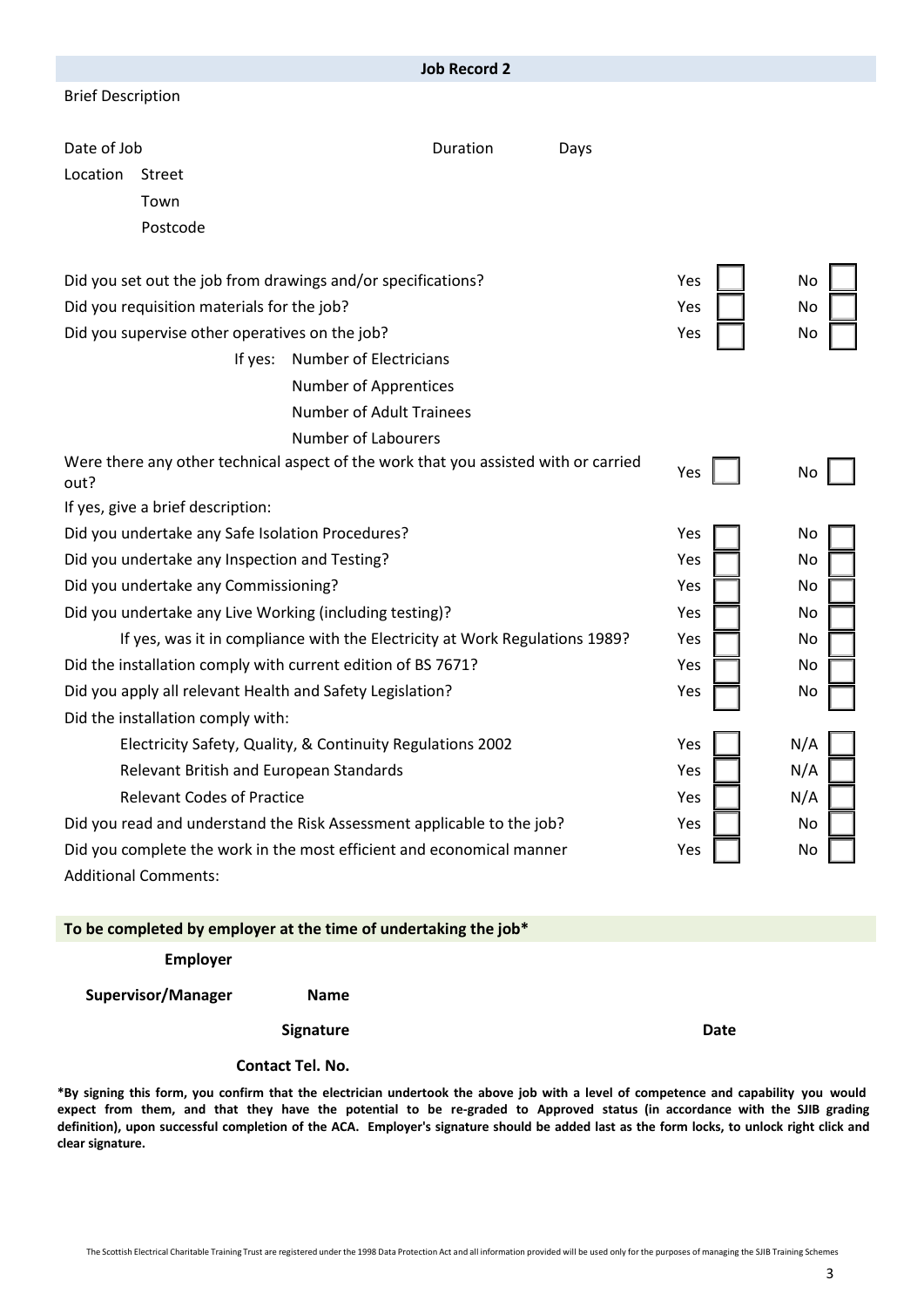## Job Record 2

Brief Description

Date of Job | Duration | Days

Location | Street

Town

Postcode

| Question | | |
|---|---|---|
| Did you set out the job from drawings and/or specifications? | Yes ☐ | No ☐ |
| Did you requisition materials for the job? | Yes ☐ | No ☐ |
| Did you supervise other operatives on the job? | Yes ☐ | No ☐ |
| If yes: Number of Electricians | | |
| Number of Apprentices | | |
| Number of Adult Trainees | | |
| Number of Labourers | | |
| Were there any other technical aspect of the work that you assisted with or carried out? | Yes ☐ | No ☐ |
| If yes, give a brief description: | | |
| Did you undertake any Safe Isolation Procedures? | Yes ☐ | No ☐ |
| Did you undertake any Inspection and Testing? | Yes ☐ | No ☐ |
| Did you undertake any Commissioning? | Yes ☐ | No ☐ |
| Did you undertake any Live Working (including testing)? | Yes ☐ | No ☐ |
| If yes, was it in compliance with the Electricity at Work Regulations 1989? | Yes ☐ | No ☐ |
| Did the installation comply with current edition of BS 7671? | Yes ☐ | No ☐ |
| Did you apply all relevant Health and Safety Legislation? | Yes ☐ | No ☐ |
| Did the installation comply with: | | |
| Electricity Safety, Quality, & Continuity Regulations 2002 | Yes ☐ | N/A ☐ |
| Relevant British and European Standards | Yes ☐ | N/A ☐ |
| Relevant Codes of Practice | Yes ☐ | N/A ☐ |
| Did you read and understand the Risk Assessment applicable to the job? | Yes ☐ | No ☐ |
| Did you complete the work in the most efficient and economical manner | Yes ☐ | No ☐ |

Additional Comments:

### To be completed by employer at the time of undertaking the job*

**Employer**

**Supervisor/Manager** **Name**

**Signature** **Date**

**Contact Tel. No.**

**\*By signing this form, you confirm that the electrician undertook the above job with a level of competence and capability you would expect from them, and that they have the potential to be re-graded to Approved status (in accordance with the SJIB grading definition), upon successful completion of the ACA. Employer's signature should be added last as the form locks, to unlock right click and clear signature.**

The Scottish Electrical Charitable Training Trust are registered under the 1998 Data Protection Act and all information provided will be used only for the purposes of managing the SJIB Training Schemes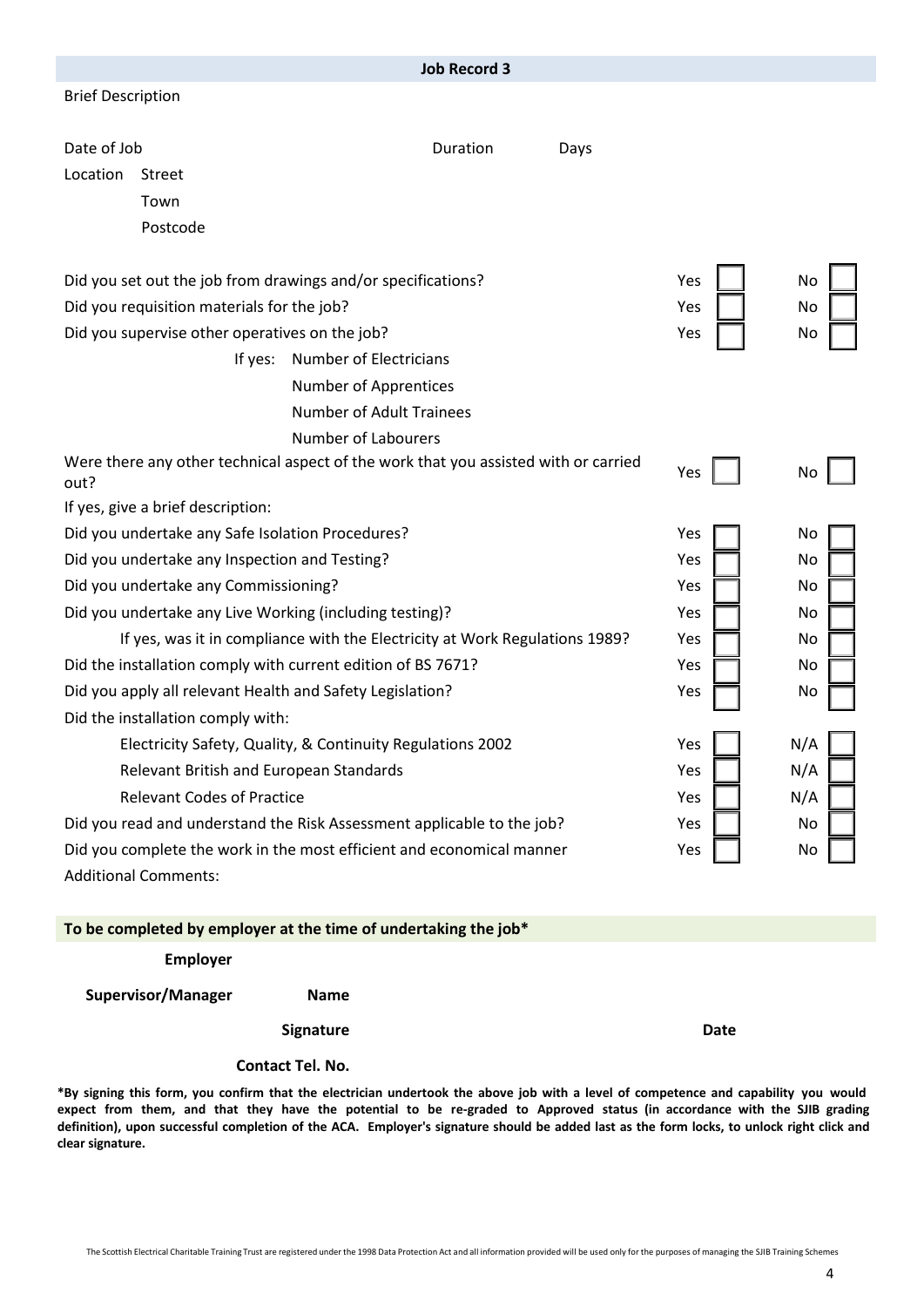## Job Record 3

Brief Description

Date of Job Duration Days

Location Street

Town

Postcode

| | | |
|---|---|---|
| Did you set out the job from drawings and/or specifications? | Yes ☐ | No ☐ |
| Did you requisition materials for the job? | Yes ☐ | No ☐ |
| Did you supervise other operatives on the job? | Yes ☐ | No ☐ |

If yes: Number of Electricians

Number of Apprentices

Number of Adult Trainees

Number of Labourers

| | | |
|---|---|---|
| Were there any other technical aspect of the work that you assisted with or carried out? | Yes ☐ | No ☐ |

If yes, give a brief description:

| | | |
|---|---|---|
| Did you undertake any Safe Isolation Procedures? | Yes ☐ | No ☐ |
| Did you undertake any Inspection and Testing? | Yes ☐ | No ☐ |
| Did you undertake any Commissioning? | Yes ☐ | No ☐ |
| Did you undertake any Live Working (including testing)? | Yes ☐ | No ☐ |
| If yes, was it in compliance with the Electricity at Work Regulations 1989? | Yes ☐ | No ☐ |
| Did the installation comply with current edition of BS 7671? | Yes ☐ | No ☐ |
| Did you apply all relevant Health and Safety Legislation? | Yes ☐ | No ☐ |

Did the installation comply with:

| | | |
|---|---|---|
| Electricity Safety, Quality, & Continuity Regulations 2002 | Yes ☐ | N/A ☐ |
| Relevant British and European Standards | Yes ☐ | N/A ☐ |
| Relevant Codes of Practice | Yes ☐ | N/A ☐ |
| Did you read and understand the Risk Assessment applicable to the job? | Yes ☐ | No ☐ |
| Did you complete the work in the most efficient and economical manner | Yes ☐ | No ☐ |

Additional Comments:

**To be completed by employer at the time of undertaking the job***

**Employer**

**Supervisor/Manager** **Name**

**Signature** **Date**

**Contact Tel. No.**

***By signing this form, you confirm that the electrician undertook the above job with a level of competence and capability you would expect from them, and that they have the potential to be re-graded to Approved status (in accordance with the SJIB grading definition), upon successful completion of the ACA. Employer's signature should be added last as the form locks, to unlock right click and clear signature.**

The Scottish Electrical Charitable Training Trust are registered under the 1998 Data Protection Act and all information provided will be used only for the purposes of managing the SJIB Training Schemes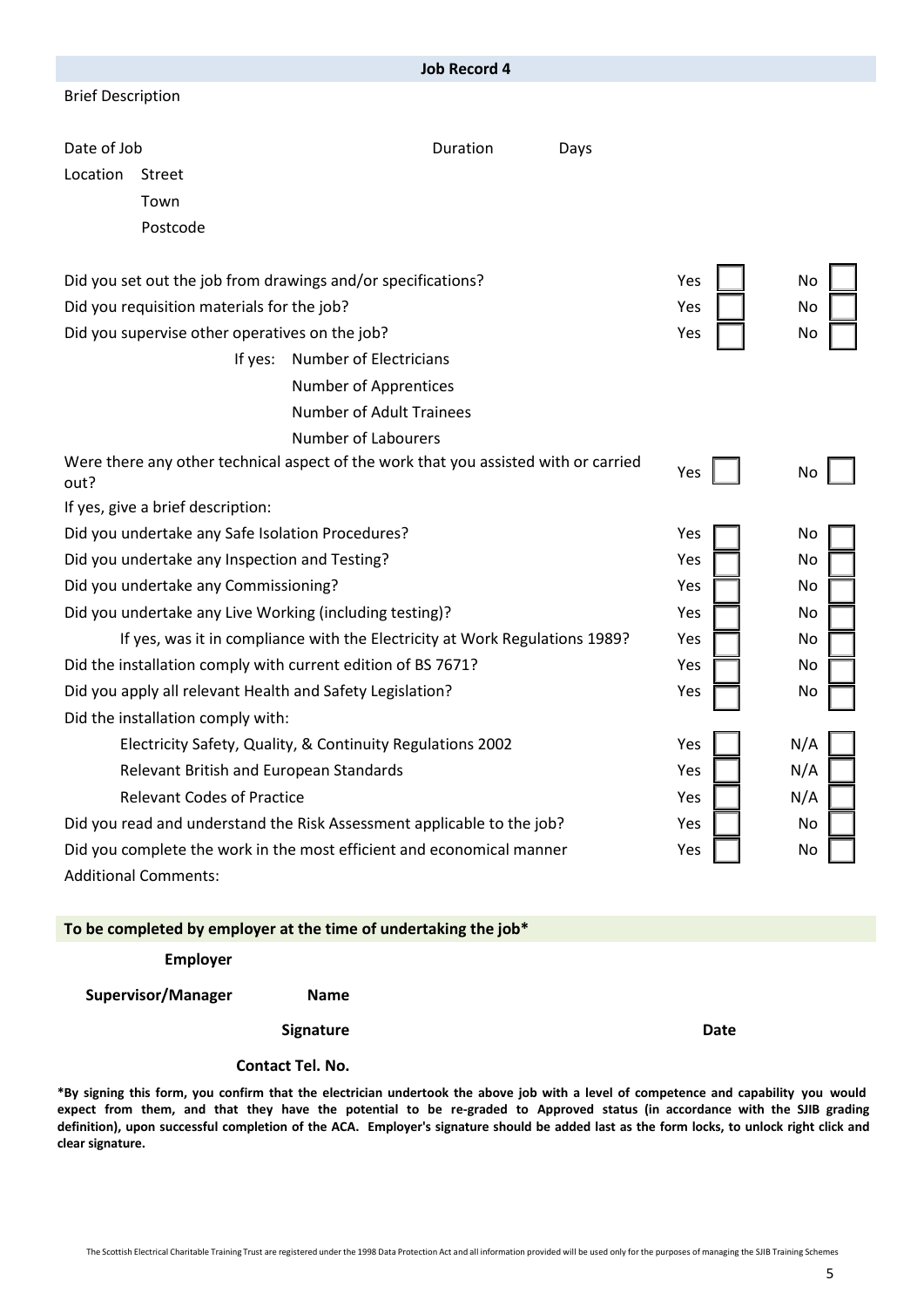## Job Record 4

Brief Description

Date of Job Duration Days

Location Street

Town

Postcode

| | | | | |
|---|---|---|---|---|
| Did you set out the job from drawings and/or specifications? | Yes | ☐ | No | ☐ |
| Did you requisition materials for the job? | Yes | ☐ | No | ☐ |
| Did you supervise other operatives on the job? | Yes | ☐ | No | ☐ |
| If yes: Number of Electricians | | | | |
| Number of Apprentices | | | | |
| Number of Adult Trainees | | | | |
| Number of Labourers | | | | |
| Were there any other technical aspect of the work that you assisted with or carried out? | Yes | ☐ | No | ☐ |
| If yes, give a brief description: | | | | |
| Did you undertake any Safe Isolation Procedures? | Yes | ☐ | No | ☐ |
| Did you undertake any Inspection and Testing? | Yes | ☐ | No | ☐ |
| Did you undertake any Commissioning? | Yes | ☐ | No | ☐ |
| Did you undertake any Live Working (including testing)? | Yes | ☐ | No | ☐ |
| If yes, was it in compliance with the Electricity at Work Regulations 1989? | Yes | ☐ | No | ☐ |
| Did the installation comply with current edition of BS 7671? | Yes | ☐ | No | ☐ |
| Did you apply all relevant Health and Safety Legislation? | Yes | ☐ | No | ☐ |
| Did the installation comply with: | | | | |
| Electricity Safety, Quality, & Continuity Regulations 2002 | Yes | ☐ | N/A | ☐ |
| Relevant British and European Standards | Yes | ☐ | N/A | ☐ |
| Relevant Codes of Practice | Yes | ☐ | N/A | ☐ |
| Did you read and understand the Risk Assessment applicable to the job? | Yes | ☐ | No | ☐ |
| Did you complete the work in the most efficient and economical manner | Yes | ☐ | No | ☐ |

Additional Comments:

**To be completed by employer at the time of undertaking the job***

**Employer**

**Supervisor/Manager** **Name**

**Signature** **Date**

**Contact Tel. No.**

***By signing this form, you confirm that the electrician undertook the above job with a level of competence and capability you would expect from them, and that they have the potential to be re-graded to Approved status (in accordance with the SJIB grading definition), upon successful completion of the ACA. Employer's signature should be added last as the form locks, to unlock right click and clear signature.**

The Scottish Electrical Charitable Training Trust are registered under the 1998 Data Protection Act and all information provided will be used only for the purposes of managing the SJIB Training Schemes